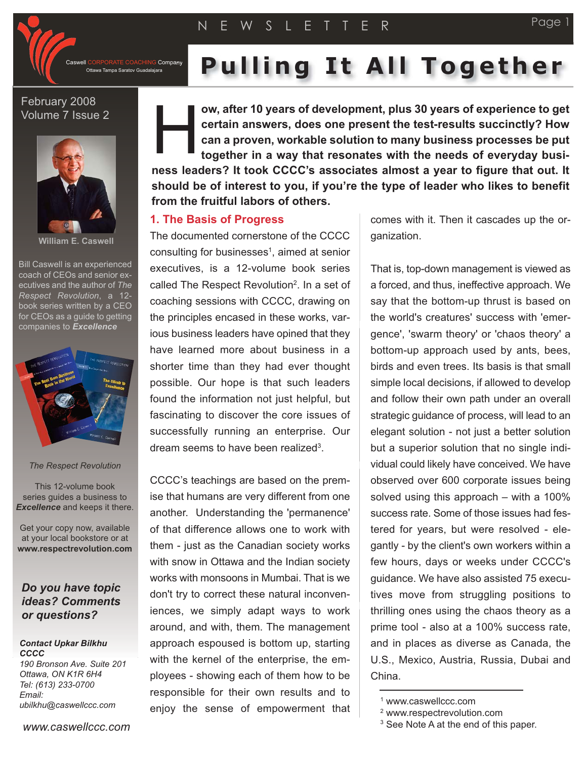Caswell CORPORATE COACHING Company
Ottawa Tampa Saratov Guadalajara

NEWSLETTER

# Pulling It All Together

February 2008
Volume 7 Issue 2

**William E. Caswell**

Bill Caswell is an experienced coach of CEOs and senior executives and the author of *The Respect Revolution*, a 12-book series written by a CEO for CEOs as a guide to getting companies to ***Excellence***

*The Respect Revolution*

This 12-volume book series guides a business to ***Excellence*** and keeps it there.

Get your copy now, available at your local bookstore or at **www.respectrevolution.com**

***Do you have topic ideas? Comments or questions?***

***Contact Upkar Bilkhu***
***CCCC***
*190 Bronson Ave. Suite 201*
*Ottawa, ON K1R 6H4*
*Tel: (613) 233-0700*
*Email:*
*ubilkhu@caswellccc.com*

*www.caswellccc.com*

**How, after 10 years of development, plus 30 years of experience to get certain answers, does one present the test-results succinctly? How can a proven, workable solution to many business processes be put together in a way that resonates with the needs of everyday business leaders? It took CCCC's associates almost a year to figure that out. It should be of interest to you, if you're the type of leader who likes to benefit from the fruitful labors of others.**

## 1. The Basis of Progress

The documented cornerstone of the CCCC consulting for businesses[1], aimed at senior executives, is a 12-volume book series called The Respect Revolution[2]. In a set of coaching sessions with CCCC, drawing on the principles encased in these works, various business leaders have opined that they have learned more about business in a shorter time than they had ever thought possible. Our hope is that such leaders found the information not just helpful, but fascinating to discover the core issues of successfully running an enterprise. Our dream seems to have been realized[3].

CCCC's teachings are based on the premise that humans are very different from one another. Understanding the 'permanence' of that difference allows one to work with them - just as the Canadian society works with snow in Ottawa and the Indian society works with monsoons in Mumbai. That is we don't try to correct these natural inconveniences, we simply adapt ways to work around, and with, them. The management approach espoused is bottom up, starting with the kernel of the enterprise, the employees - showing each of them how to be responsible for their own results and to enjoy the sense of empowerment that comes with it. Then it cascades up the organization.

That is, top-down management is viewed as a forced, and thus, ineffective approach. We say that the bottom-up thrust is based on the world's creatures' success with 'emergence', 'swarm theory' or 'chaos theory' a bottom-up approach used by ants, bees, birds and even trees. Its basis is that small simple local decisions, if allowed to develop and follow their own path under an overall strategic guidance of process, will lead to an elegant solution - not just a better solution but a superior solution that no single individual could likely have conceived. We have observed over 600 corporate issues being solved using this approach – with a 100% success rate. Some of those issues had festered for years, but were resolved - elegantly - by the client's own workers within a few hours, days or weeks under CCCC's guidance. We have also assisted 75 executives move from struggling positions to thrilling ones using the chaos theory as a prime tool - also at a 100% success rate, and in places as diverse as Canada, the U.S., Mexico, Austria, Russia, Dubai and China.

---

[1] www.caswellccc.com
[2] www.respectrevolution.com
[3] See Note A at the end of this paper.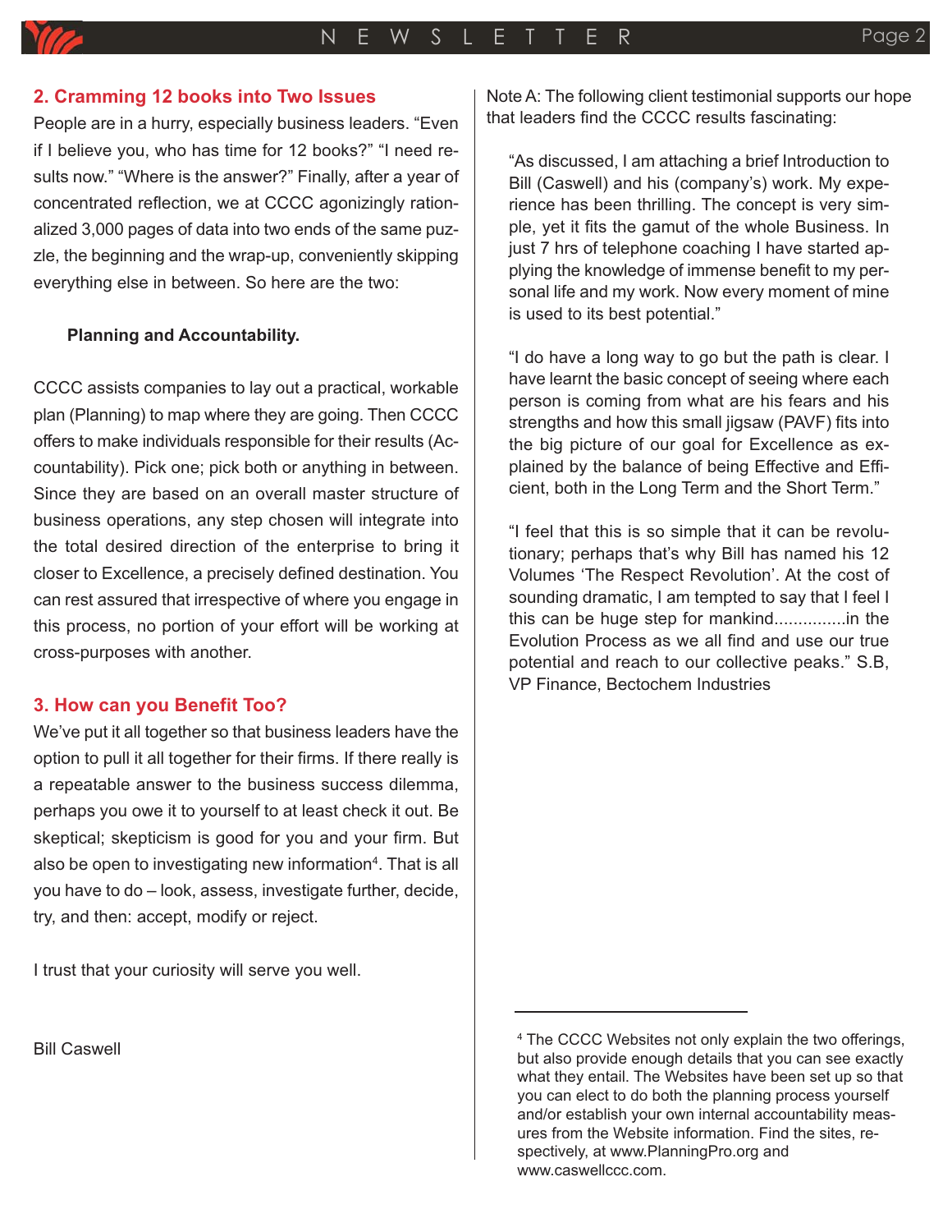## 2. Cramming 12 books into Two Issues

People are in a hurry, especially business leaders. "Even if I believe you, who has time for 12 books?" "I need results now." "Where is the answer?" Finally, after a year of concentrated reflection, we at CCCC agonizingly rationalized 3,000 pages of data into two ends of the same puzzle, the beginning and the wrap-up, conveniently skipping everything else in between. So here are the two:

**Planning and Accountability.**

CCCC assists companies to lay out a practical, workable plan (Planning) to map where they are going. Then CCCC offers to make individuals responsible for their results (Accountability). Pick one; pick both or anything in between. Since they are based on an overall master structure of business operations, any step chosen will integrate into the total desired direction of the enterprise to bring it closer to Excellence, a precisely defined destination. You can rest assured that irrespective of where you engage in this process, no portion of your effort will be working at cross-purposes with another.

## 3. How can you Benefit Too?

We've put it all together so that business leaders have the option to pull it all together for their firms. If there really is a repeatable answer to the business success dilemma, perhaps you owe it to yourself to at least check it out. Be skeptical; skepticism is good for you and your firm. But also be open to investigating new information[4]. That is all you have to do – look, assess, investigate further, decide, try, and then: accept, modify or reject.

I trust that your curiosity will serve you well.

Bill Caswell

Note A: The following client testimonial supports our hope that leaders find the CCCC results fascinating:

> "As discussed, I am attaching a brief Introduction to Bill (Caswell) and his (company's) work. My experience has been thrilling. The concept is very simple, yet it fits the gamut of the whole Business. In just 7 hrs of telephone coaching I have started applying the knowledge of immense benefit to my personal life and my work. Now every moment of mine is used to its best potential."
>
> "I do have a long way to go but the path is clear. I have learnt the basic concept of seeing where each person is coming from what are his fears and his strengths and how this small jigsaw (PAVF) fits into the big picture of our goal for Excellence as explained by the balance of being Effective and Efficient, both in the Long Term and the Short Term."
>
> "I feel that this is so simple that it can be revolutionary; perhaps that's why Bill has named his 12 Volumes 'The Respect Revolution'. At the cost of sounding dramatic, I am tempted to say that I feel I this can be huge step for mankind...............in the Evolution Process as we all find and use our true potential and reach to our collective peaks." S.B, VP Finance, Bectochem Industries

---

[4] The CCCC Websites not only explain the two offerings, but also provide enough details that you can see exactly what they entail. The Websites have been set up so that you can elect to do both the planning process yourself and/or establish your own internal accountability measures from the Website information. Find the sites, respectively, at www.PlanningPro.org and www.caswellccc.com.